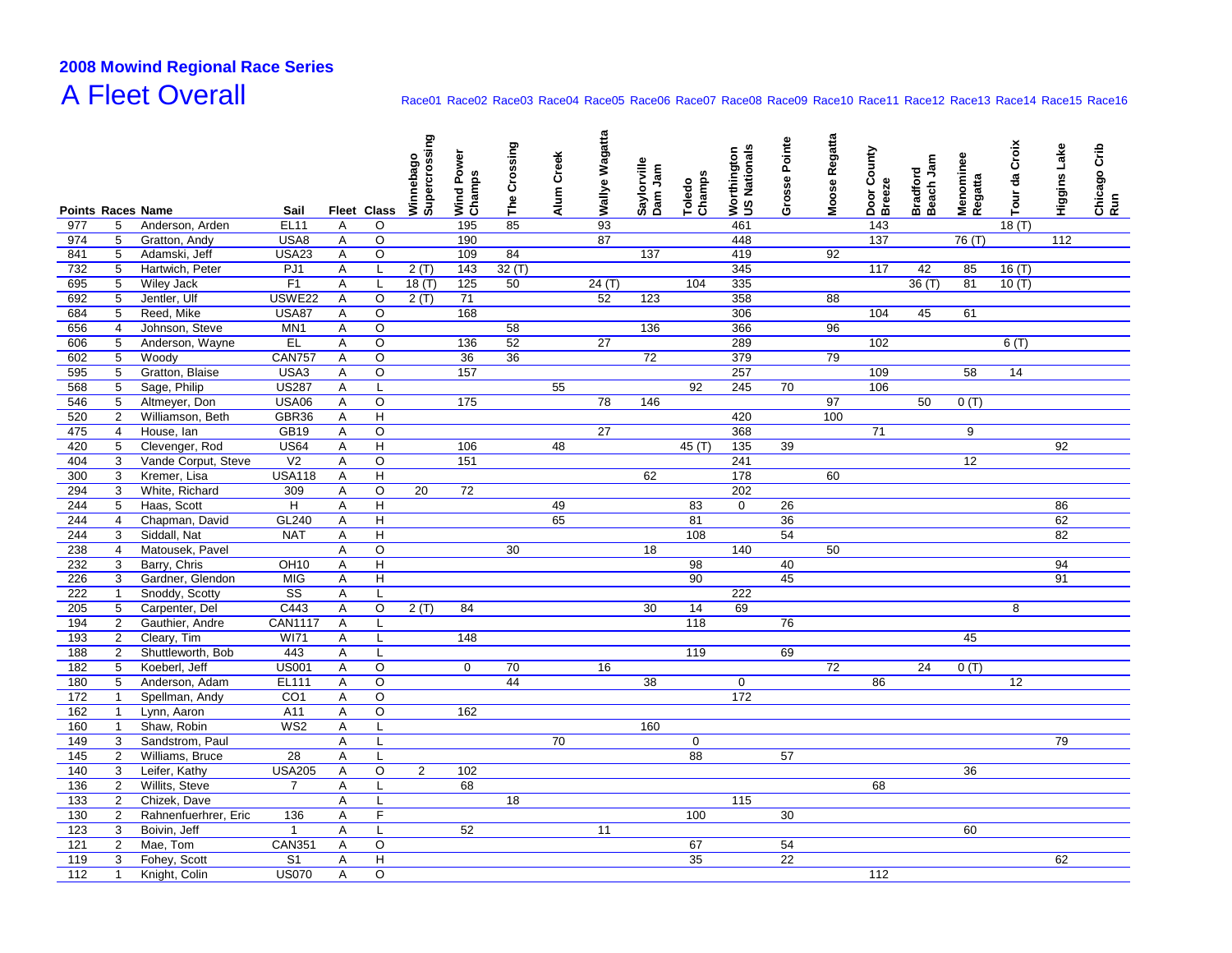## 2008 Mowind Regional Race Series

# A Fleet Overall

Race01 Race02 Race03 Race04 Race05 Race06 Race07 Race08 Race09 Race10 Race11 Race12 Race13 Race14 Race15 Race16

| Points | Races | Name | Sail | Fleet | Class | Winnebago Supercrossing | Wind Power Champs | The Crossing | Alum Creek | Wallye Wagatta | Saylorville Dam Jam | Toledo Champs | Worthington US Nationals | Grosse Pointe | Moose Regatta | Door County Breeze | Bradford Beach Jam | Menominee Regatta | Tour da Croix | Higgins Lake | Chicago Crib Run |
|---|---|---|---|---|---|---|---|---|---|---|---|---|---|---|---|---|---|---|---|---|---|
| 977 | 5 | Anderson, Arden | EL11 | A | O | | 195 | 85 | | 93 | | | 461 | | | 143 | | | 18 (T) | | |
| 974 | 5 | Gratton, Andy | USA8 | A | O | | 190 | | | 87 | | | 448 | | | 137 | | 76 (T) | | 112 | |
| 841 | 5 | Adamski, Jeff | USA23 | A | O | | 109 | 84 | | | 137 | | 419 | | 92 | | | | | | |
| 732 | 5 | Hartwick, Peter | PJ1 | A | L | 2 (T) | 143 | 32 (T) | | | | | 345 | | | 117 | 42 | 85 | 16 (T) | | |
| 695 | 5 | Wiley Jack | F1 | A | L | 18 (T) | 125 | 50 | | 24 (T) | | 104 | 335 | | | | 36 (T) | 81 | 10 (T) | | |
| 692 | 5 | Jentler, Ulf | USWE22 | A | O | 2 (T) | 71 | | | 52 | 123 | | 358 | | 88 | | | | | | |
| 684 | 5 | Reed, Mike | USA87 | A | O | | 168 | | | | | | 306 | | | 104 | 45 | 61 | | | |
| 656 | 4 | Johnson, Steve | MN1 | A | O | | | 58 | | | 136 | | 366 | | 96 | | | | | | |
| 606 | 5 | Anderson, Wayne | EL | A | O | | 136 | 52 | | 27 | | | 289 | | | 102 | | | 6 (T) | | |
| 602 | 5 | Woody | CAN757 | A | O | | 36 | 36 | | | 72 | | 379 | | 79 | | | | | | |
| 595 | 5 | Gratton, Blaise | USA3 | A | O | | 157 | | | | | | 257 | | | 109 | | 58 | 14 | | |
| 568 | 5 | Sage, Philip | US287 | A | L | | | | 55 | | | 92 | 245 | 70 | | 106 | | | | | |
| 546 | 5 | Altmeyer, Don | USA06 | A | O | | 175 | | | 78 | 146 | | | | 97 | | 50 | 0 (T) | | | |
| 520 | 2 | Williamson, Beth | GBR36 | A | H | | | | | | | | 420 | | 100 | | | | | | |
| 475 | 4 | House, Ian | GB19 | A | O | | | | | 27 | | | 368 | | | 71 | | 9 | | | |
| 420 | 5 | Clevenger, Rod | US64 | A | H | | 106 | | 48 | | | 45 (T) | 135 | 39 | | | | | | 92 | |
| 404 | 3 | Vande Corput, Steve | V2 | A | O | | 151 | | | | | | 241 | | | | | 12 | | | |
| 300 | 3 | Kremer, Lisa | USA118 | A | H | | | | | | 62 | | 178 | | 60 | | | | | | |
| 294 | 3 | White, Richard | 309 | A | O | 20 | 72 | | | | | | 202 | | | | | | | | |
| 244 | 5 | Haas, Scott | H | A | H | | | | 49 | | | 83 | 0 | 26 | | | | | | 86 | |
| 244 | 4 | Chapman, David | GL240 | A | H | | | | 65 | | | 81 | | 36 | | | | | | 62 | |
| 244 | 3 | Siddall, Nat | NAT | A | H | | | | | | | 108 | | 54 | | | | | | 82 | |
| 238 | 4 | Matousek, Pavel | | A | O | | | 30 | | | 18 | | 140 | | 50 | | | | | | |
| 232 | 3 | Barry, Chris | OH10 | A | H | | | | | | | 98 | | 40 | | | | | | 94 | |
| 226 | 3 | Gardner, Glendon | MIG | A | H | | | | | | | 90 | | 45 | | | | | | 91 | |
| 222 | 1 | Snoddy, Scotty | SS | A | L | | | | | | | | 222 | | | | | | | | |
| 205 | 5 | Carpenter, Del | C443 | A | O | 2 (T) | 84 | | | | 30 | 14 | 69 | | | | | | 8 | | |
| 194 | 2 | Gauthier, Andre | CAN1117 | A | L | | | | | | | 118 | | 76 | | | | | | | |
| 193 | 2 | Cleary, Tim | WI71 | A | L | | 148 | | | | | | | | | | | 45 | | | |
| 188 | 2 | Shuttleworth, Bob | 443 | A | L | | | | | | | 119 | | 69 | | | | | | | |
| 182 | 5 | Koeberl, Jeff | US001 | A | O | | 0 | 70 | | 16 | | | | | 72 | | 24 | 0 (T) | | | |
| 180 | 5 | Anderson, Adam | EL111 | A | O | | | 44 | | | 38 | | 0 | | | 86 | | | 12 | | |
| 172 | 1 | Spellman, Andy | CO1 | A | O | | | | | | | | 172 | | | | | | | | |
| 162 | 1 | Lynn, Aaron | A11 | A | O | | 162 | | | | | | | | | | | | | | |
| 160 | 1 | Shaw, Robin | WS2 | A | L | | | | | | 160 | | | | | | | | | | |
| 149 | 3 | Sandstrom, Paul | | A | L | | | | 70 | | | 0 | | | | | | | | 79 | |
| 145 | 2 | Williams, Bruce | 28 | A | L | | | | | | | 88 | | 57 | | | | | | | |
| 140 | 3 | Leifer, Kathy | USA205 | A | O | 2 | 102 | | | | | | | | | | | 36 | | | |
| 136 | 2 | Willits, Steve | 7 | A | L | | 68 | | | | | | | | | 68 | | | | | |
| 133 | 2 | Chizek, Dave | | A | L | | | 18 | | | | | 115 | | | | | | | | |
| 130 | 2 | Rahnenfuerhrer, Eric | 136 | A | F | | | | | | | 100 | | 30 | | | | | | | |
| 123 | 3 | Boivin, Jeff | 1 | A | L | | 52 | | | 11 | | | | | | | | 60 | | | |
| 121 | 2 | Mae, Tom | CAN351 | A | O | | | | | | | 67 | | 54 | | | | | | | |
| 119 | 3 | Fohey, Scott | S1 | A | H | | | | | | | 35 | | 22 | | | | | | 62 | |
| 112 | 1 | Knight, Colin | US070 | A | O | | | | | | | | | | | 112 | | | | | |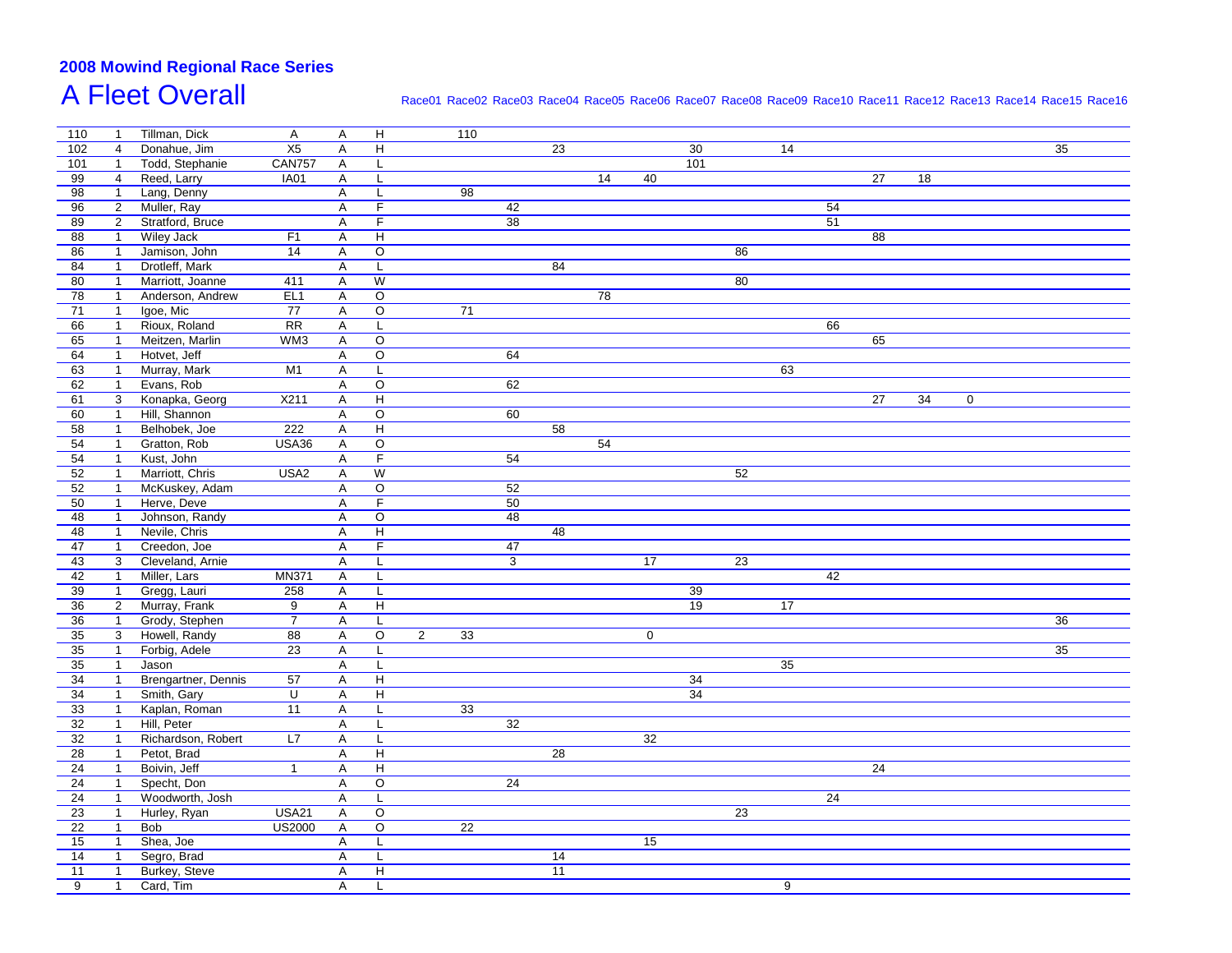**2008 Mowind Regional Race Series**

# A Fleet Overall

| | | | | | | Race01 | Race02 | Race03 | Race04 | Race05 | Race06 | Race07 | Race08 | Race09 | Race10 | Race11 | Race12 | Race13 | Race14 | Race15 | Race16 |
|---|---|---|---|---|---|---|---|---|---|---|---|---|---|---|---|---|---|---|---|---|---|
| 110 | 1 | Tillman, Dick | A | A | H | | 110 | | | | | | | | | | | | | | |
| 102 | 4 | Donahue, Jim | X5 | A | H | | | | 23 | | | 30 | | 14 | | | | | | 35 | |
| 101 | 1 | Todd, Stephanie | CAN757 | A | L | | | | | | | 101 | | | | | | | | | |
| 99 | 4 | Reed, Larry | IA01 | A | L | | | | | 14 | 40 | | | | | 27 | 18 | | | | |
| 98 | 1 | Lang, Denny | | A | L | | 98 | | | | | | | | | | | | | | |
| 96 | 2 | Muller, Ray | | A | F | | | 42 | | | | | | | 54 | | | | | | |
| 89 | 2 | Stratford, Bruce | | A | F | | | 38 | | | | | | | 51 | | | | | | |
| 88 | 1 | Wiley Jack | F1 | A | H | | | | | | | | | | | 88 | | | | | |
| 86 | 1 | Jamison, John | 14 | A | O | | | | | | | | 86 | | | | | | | | |
| 84 | 1 | Drotleff, Mark | | A | L | | | | 84 | | | | | | | | | | | | |
| 80 | 1 | Marriott, Joanne | 411 | A | W | | | | | | | | 80 | | | | | | | | |
| 78 | 1 | Anderson, Andrew | EL1 | A | O | | | | | 78 | | | | | | | | | | | |
| 71 | 1 | Igoe, Mic | 77 | A | O | | 71 | | | | | | | | | | | | | | |
| 66 | 1 | Rioux, Roland | RR | A | L | | | | | | | | | | 66 | | | | | | |
| 65 | 1 | Meitzen, Marlin | WM3 | A | O | | | | | | | | | | | 65 | | | | | |
| 64 | 1 | Hotvet, Jeff | | A | O | | | 64 | | | | | | | | | | | | | |
| 63 | 1 | Murray, Mark | M1 | A | L | | | | | | | | | 63 | | | | | | | |
| 62 | 1 | Evans, Rob | | A | O | | | 62 | | | | | | | | | | | | | |
| 61 | 3 | Konapka, Georg | X211 | A | H | | | | | | | | | | | 27 | 34 | 0 | | | |
| 60 | 1 | Hill, Shannon | | A | O | | | 60 | | | | | | | | | | | | | |
| 58 | 1 | Belhobek, Joe | 222 | A | H | | | | 58 | | | | | | | | | | | | |
| 54 | 1 | Gratton, Rob | USA36 | A | O | | | | | 54 | | | | | | | | | | | |
| 54 | 1 | Kust, John | | A | F | | | 54 | | | | | | | | | | | | | |
| 52 | 1 | Marriott, Chris | USA2 | A | W | | | | | | | | 52 | | | | | | | | |
| 52 | 1 | McKuskey, Adam | | A | O | | | 52 | | | | | | | | | | | | | |
| 50 | 1 | Herve, Deve | | A | F | | | 50 | | | | | | | | | | | | | |
| 48 | 1 | Johnson, Randy | | A | O | | | 48 | | | | | | | | | | | | | |
| 48 | 1 | Nevile, Chris | | A | H | | | | 48 | | | | | | | | | | | | |
| 47 | 1 | Creedon, Joe | | A | F | | | 47 | | | | | | | | | | | | | |
| 43 | 3 | Cleveland, Arnie | | A | L | | | 3 | | | 17 | | 23 | | | | | | | | |
| 42 | 1 | Miller, Lars | MN371 | A | L | | | | | | | | | | 42 | | | | | | |
| 39 | 1 | Gregg, Lauri | 258 | A | L | | | | | | | 39 | | | | | | | | | |
| 36 | 2 | Murray, Frank | 9 | A | H | | | | | | | 19 | | 17 | | | | | | | |
| 36 | 1 | Grody, Stephen | 7 | A | L | | | | | | | | | | | | | | | 36 | |
| 35 | 3 | Howell, Randy | 88 | A | O | 2 | 33 | | | | 0 | | | | | | | | | | |
| 35 | 1 | Forbig, Adele | 23 | A | L | | | | | | | | | | | | | | | 35 | |
| 35 | 1 | Jason | | A | L | | | | | | | | | 35 | | | | | | | |
| 34 | 1 | Brengartner, Dennis | 57 | A | H | | | | | | | 34 | | | | | | | | | |
| 34 | 1 | Smith, Gary | U | A | H | | | | | | | 34 | | | | | | | | | |
| 33 | 1 | Kaplan, Roman | 11 | A | L | | 33 | | | | | | | | | | | | | | |
| 32 | 1 | Hill, Peter | | A | L | | | 32 | | | | | | | | | | | | | |
| 32 | 1 | Richardson, Robert | L7 | A | L | | | | | | 32 | | | | | | | | | | |
| 28 | 1 | Petot, Brad | | A | H | | | | 28 | | | | | | | | | | | | |
| 24 | 1 | Boivin, Jeff | 1 | A | H | | | | | | | | | | | 24 | | | | | |
| 24 | 1 | Specht, Don | | A | O | | | 24 | | | | | | | | | | | | | |
| 24 | 1 | Woodworth, Josh | | A | L | | | | | | | | | | 24 | | | | | | |
| 23 | 1 | Hurley, Ryan | USA21 | A | O | | | | | | | | 23 | | | | | | | | |
| 22 | 1 | Bob | US2000 | A | O | | 22 | | | | | | | | | | | | | | |
| 15 | 1 | Shea, Joe | | A | L | | | | | | 15 | | | | | | | | | | |
| 14 | 1 | Segro, Brad | | A | L | | | | 14 | | | | | | | | | | | | |
| 11 | 1 | Burkey, Steve | | A | H | | | | 11 | | | | | | | | | | | | |
| 9 | 1 | Card, Tim | | A | L | | | | | | | | | 9 | | | | | | | |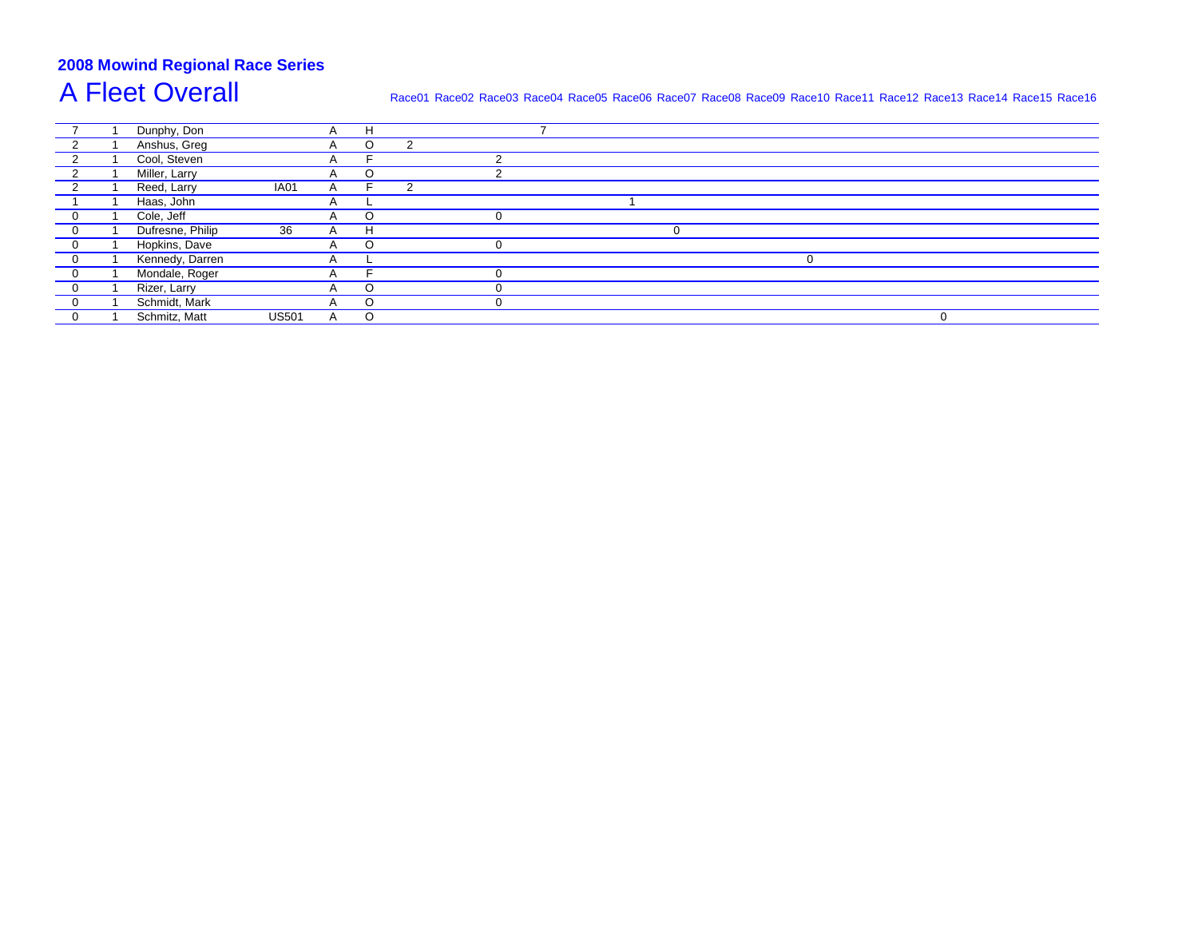## 2008 Mowind Regional Race Series

# A Fleet Overall

| | | | | | | Race01 | Race02 | Race03 | Race04 | Race05 | Race06 | Race07 | Race08 | Race09 | Race10 | Race11 | Race12 | Race13 | Race14 | Race15 | Race16 |
|---|---|---|---|---|---|---|---|---|---|---|---|---|---|---|---|---|---|---|---|---|---|
| 7 | 1 | Dunphy, Don | | A | H | | | | 7 | | | | | | | | | | | | |
| 2 | 1 | Anshus, Greg | | A | O | 2 | | | | | | | | | | | | | | | |
| 2 | 1 | Cool, Steven | | A | F | | | 2 | | | | | | | | | | | | | |
| 2 | 1 | Miller, Larry | | A | O | | | 2 | | | | | | | | | | | | | |
| 2 | 1 | Reed, Larry | IA01 | A | F | 2 | | | | | | | | | | | | | | | |
| 1 | 1 | Haas, John | | A | L | | | | | | 1 | | | | | | | | | | |
| 0 | 1 | Cole, Jeff | | A | O | | | 0 | | | | | | | | | | | | | |
| 0 | 1 | Dufresne, Philip | 36 | A | H | | | | | | | 0 | | | | | | | | | |
| 0 | 1 | Hopkins, Dave | | A | O | | | 0 | | | | | | | | | | | | | |
| 0 | 1 | Kennedy, Darren | | A | L | | | | | | | | | | 0 | | | | | | |
| 0 | 1 | Mondale, Roger | | A | F | | | 0 | | | | | | | | | | | | | |
| 0 | 1 | Rizer, Larry | | A | O | | | 0 | | | | | | | | | | | | | |
| 0 | 1 | Schmidt, Mark | | A | O | | | 0 | | | | | | | | | | | | | |
| 0 | 1 | Schmitz, Matt | US501 | A | O | | | | | | | | | | | | | 0 | | | |